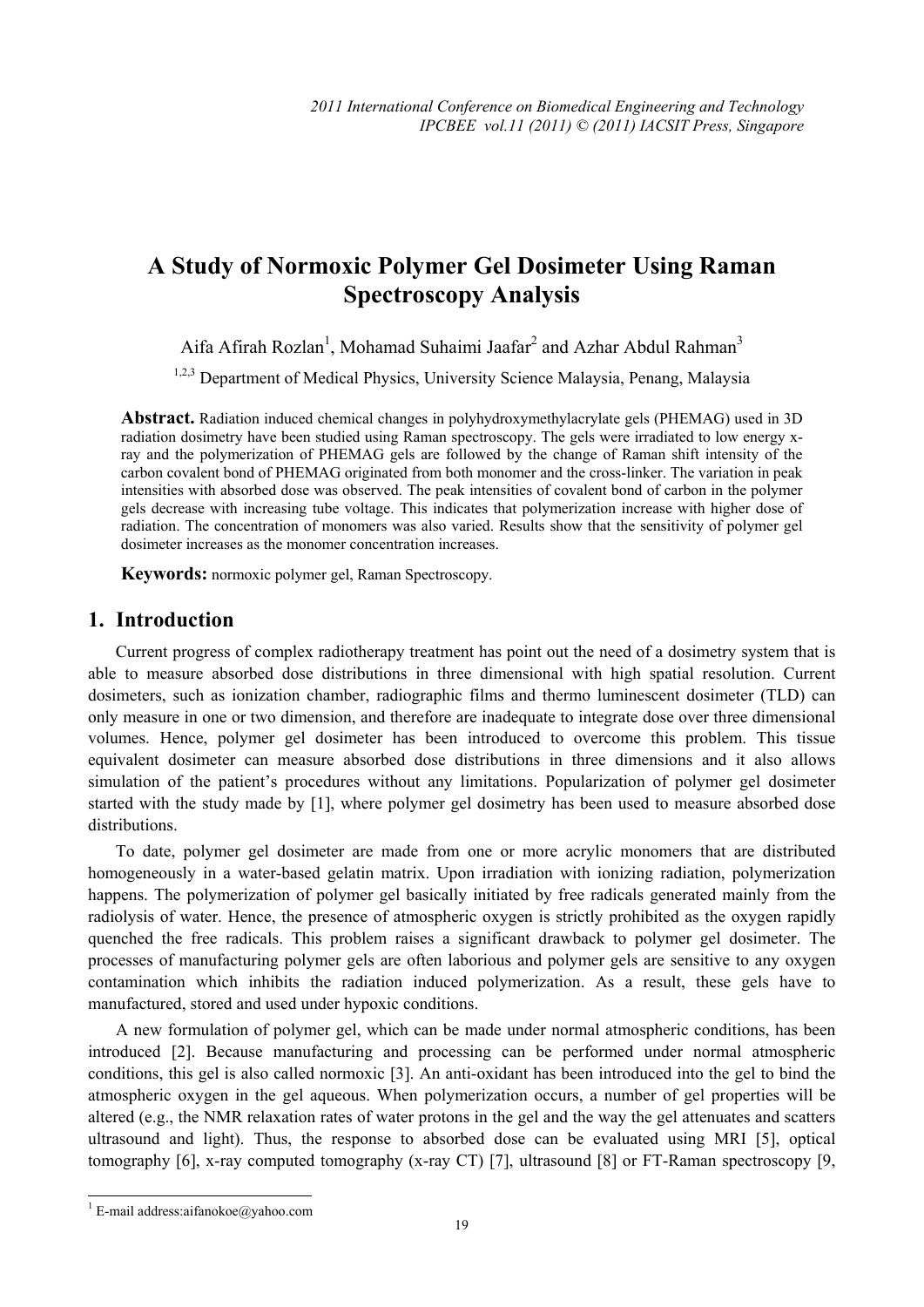# A Study of Normoxic Polymer Gel Dosimeter Using Raman Spectroscopy Analysis

Aifa Afirah Rozlan[1], Mohamad Suhaimi Jaafar[2] and Azhar Abdul Rahman[3]

[1,2,3] Department of Medical Physics, University Science Malaysia, Penang, Malaysia

**Abstract.** Radiation induced chemical changes in polyhydroxymethylacrylate gels (PHEMAG) used in 3D radiation dosimetry have been studied using Raman spectroscopy. The gels were irradiated to low energy x-ray and the polymerization of PHEMAG gels are followed by the change of Raman shift intensity of the carbon covalent bond of PHEMAG originated from both monomer and the cross-linker. The variation in peak intensities with absorbed dose was observed. The peak intensities of covalent bond of carbon in the polymer gels decrease with increasing tube voltage. This indicates that polymerization increase with higher dose of radiation. The concentration of monomers was also varied. Results show that the sensitivity of polymer gel dosimeter increases as the monomer concentration increases.

**Keywords:** normoxic polymer gel, Raman Spectroscopy.

## 1. Introduction

Current progress of complex radiotherapy treatment has point out the need of a dosimetry system that is able to measure absorbed dose distributions in three dimensional with high spatial resolution. Current dosimeters, such as ionization chamber, radiographic films and thermo luminescent dosimeter (TLD) can only measure in one or two dimension, and therefore are inadequate to integrate dose over three dimensional volumes. Hence, polymer gel dosimeter has been introduced to overcome this problem. This tissue equivalent dosimeter can measure absorbed dose distributions in three dimensions and it also allows simulation of the patient's procedures without any limitations. Popularization of polymer gel dosimeter started with the study made by [1], where polymer gel dosimetry has been used to measure absorbed dose distributions.

To date, polymer gel dosimeter are made from one or more acrylic monomers that are distributed homogeneously in a water-based gelatin matrix. Upon irradiation with ionizing radiation, polymerization happens. The polymerization of polymer gel basically initiated by free radicals generated mainly from the radiolysis of water. Hence, the presence of atmospheric oxygen is strictly prohibited as the oxygen rapidly quenched the free radicals. This problem raises a significant drawback to polymer gel dosimeter. The processes of manufacturing polymer gels are often laborious and polymer gels are sensitive to any oxygen contamination which inhibits the radiation induced polymerization. As a result, these gels have to manufactured, stored and used under hypoxic conditions.

A new formulation of polymer gel, which can be made under normal atmospheric conditions, has been introduced [2]. Because manufacturing and processing can be performed under normal atmospheric conditions, this gel is also called normoxic [3]. An anti-oxidant has been introduced into the gel to bind the atmospheric oxygen in the gel aqueous. When polymerization occurs, a number of gel properties will be altered (e.g., the NMR relaxation rates of water protons in the gel and the way the gel attenuates and scatters ultrasound and light). Thus, the response to absorbed dose can be evaluated using MRI [5], optical tomography [6], x-ray computed tomography (x-ray CT) [7], ultrasound [8] or FT-Raman spectroscopy [9,

[1] E-mail address:aifanokoe@yahoo.com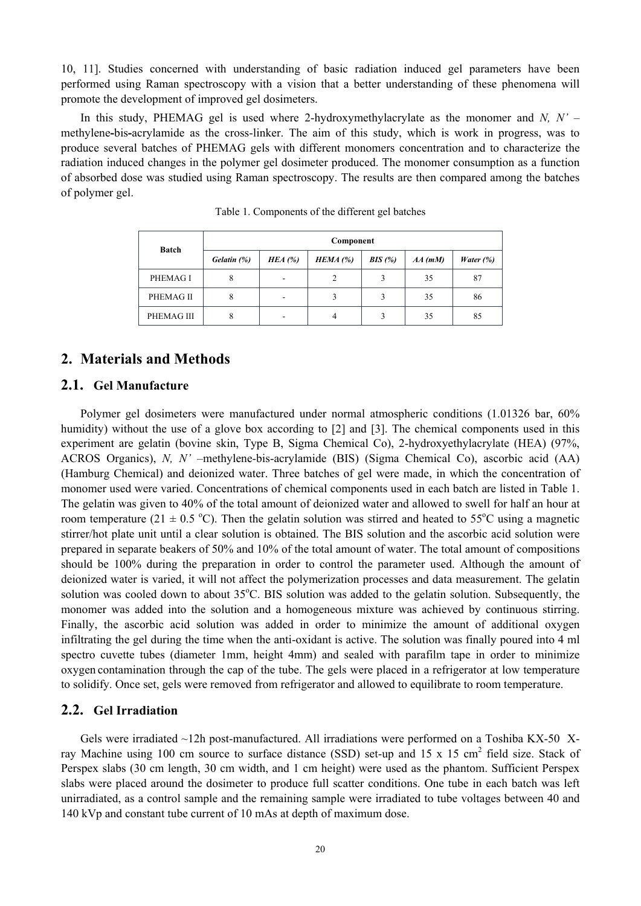10, 11]. Studies concerned with understanding of basic radiation induced gel parameters have been performed using Raman spectroscopy with a vision that a better understanding of these phenomena will promote the development of improved gel dosimeters.

In this study, PHEMAG gel is used where 2-hydroxymethylacrylate as the monomer and *N, N'* –methylene-bis-acrylamide as the cross-linker. The aim of this study, which is work in progress, was to produce several batches of PHEMAG gels with different monomers concentration and to characterize the radiation induced changes in the polymer gel dosimeter produced. The monomer consumption as a function of absorbed dose was studied using Raman spectroscopy. The results are then compared among the batches of polymer gel.

Table 1. Components of the different gel batches

| Batch | Component | | | | | |
|---|---|---|---|---|---|---|
| | *Gelatin (%)* | *HEA (%)* | *HEMA (%)* | *BIS (%)* | *AA (mM)* | *Water (%)* |
| PHEMAG I | 8 | - | 2 | 3 | 35 | 87 |
| PHEMAG II | 8 | - | 3 | 3 | 35 | 86 |
| PHEMAG III | 8 | - | 4 | 3 | 35 | 85 |

## 2. Materials and Methods

### 2.1. Gel Manufacture

Polymer gel dosimeters were manufactured under normal atmospheric conditions (1.01326 bar, 60% humidity) without the use of a glove box according to [2] and [3]. The chemical components used in this experiment are gelatin (bovine skin, Type B, Sigma Chemical Co), 2-hydroxyethylacrylate (HEA) (97%, ACROS Organics), *N, N'* –methylene-bis-acrylamide (BIS) (Sigma Chemical Co), ascorbic acid (AA) (Hamburg Chemical) and deionized water. Three batches of gel were made, in which the concentration of monomer used were varied. Concentrations of chemical components used in each batch are listed in Table 1. The gelatin was given to 40% of the total amount of deionized water and allowed to swell for half an hour at room temperature (21 ± 0.5 $^{o}$C). Then the gelatin solution was stirred and heated to 55$^{o}$C using a magnetic stirrer/hot plate unit until a clear solution is obtained. The BIS solution and the ascorbic acid solution were prepared in separate beakers of 50% and 10% of the total amount of water. The total amount of compositions should be 100% during the preparation in order to control the parameter used. Although the amount of deionized water is varied, it will not affect the polymerization processes and data measurement. The gelatin solution was cooled down to about 35$^{o}$C. BIS solution was added to the gelatin solution. Subsequently, the monomer was added into the solution and a homogeneous mixture was achieved by continuous stirring. Finally, the ascorbic acid solution was added in order to minimize the amount of additional oxygen infiltrating the gel during the time when the anti-oxidant is active. The solution was finally poured into 4 ml spectro cuvette tubes (diameter 1mm, height 4mm) and sealed with parafilm tape in order to minimize oxygen contamination through the cap of the tube. The gels were placed in a refrigerator at low temperature to solidify. Once set, gels were removed from refrigerator and allowed to equilibrate to room temperature.

### 2.2. Gel Irradiation

Gels were irradiated ~12h post-manufactured. All irradiations were performed on a Toshiba KX-50 X-ray Machine using 100 cm source to surface distance (SSD) set-up and 15 x 15 cm$^2$ field size. Stack of Perspex slabs (30 cm length, 30 cm width, and 1 cm height) were used as the phantom. Sufficient Perspex slabs were placed around the dosimeter to produce full scatter conditions. One tube in each batch was left unirradiated, as a control sample and the remaining sample were irradiated to tube voltages between 40 and 140 kVp and constant tube current of 10 mAs at depth of maximum dose.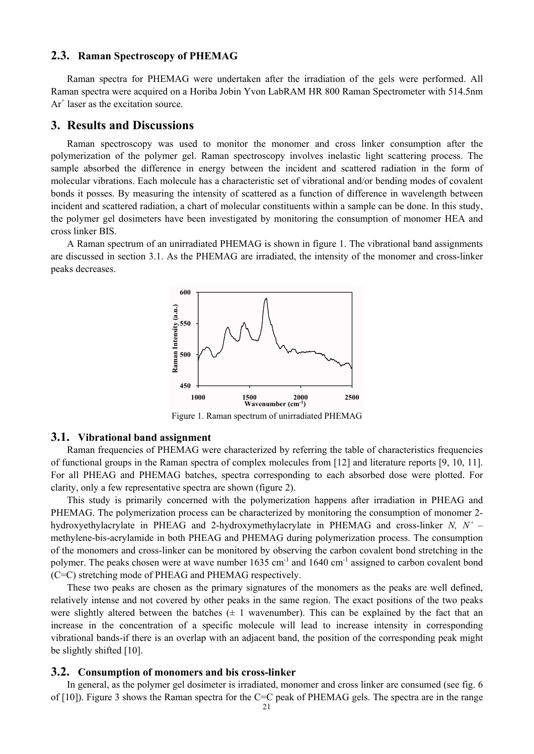## 2.3. Raman Spectroscopy of PHEMAG

Raman spectra for PHEMAG were undertaken after the irradiation of the gels were performed. All Raman spectra were acquired on a Horiba Jobin Yvon LabRAM HR 800 Raman Spectrometer with 514.5nm $Ar^+$ laser as the excitation source.

# 3. Results and Discussions

Raman spectroscopy was used to monitor the monomer and cross linker consumption after the polymerization of the polymer gel. Raman spectroscopy involves inelastic light scattering process. The sample absorbed the difference in energy between the incident and scattered radiation in the form of molecular vibrations. Each molecule has a characteristic set of vibrational and/or bending modes of covalent bonds it posses. By measuring the intensity of scattered as a function of difference in wavelength between incident and scattered radiation, a chart of molecular constituents within a sample can be done. In this study, the polymer gel dosimeters have been investigated by monitoring the consumption of monomer HEA and cross linker BIS.

A Raman spectrum of an unirradiated PHEMAG is shown in figure 1. The vibrational band assignments are discussed in section 3.1. As the PHEMAG are irradiated, the intensity of the monomer and cross-linker peaks decreases.

Figure 1. Raman spectrum of unirradiated PHEMAG

## 3.1. Vibrational band assignment

Raman frequencies of PHEMAG were characterized by referring the table of characteristics frequencies of functional groups in the Raman spectra of complex molecules from [12] and literature reports [9, 10, 11]. For all PHEAG and PHEMAG batches, spectra corresponding to each absorbed dose were plotted. For clarity, only a few representative spectra are shown (figure 2).

This study is primarily concerned with the polymerization happens after irradiation in PHEAG and PHEMAG. The polymerization process can be characterized by monitoring the consumption of monomer 2-hydroxyethylacrylate in PHEAG and 2-hydroxymethylacrylate in PHEMAG and cross-linker *N, N'* – methylene-bis-acrylamide in both PHEAG and PHEMAG during polymerization process. The consumption of the monomers and cross-linker can be monitored by observing the carbon covalent bond stretching in the polymer. The peaks chosen were at wave number 1635 $cm^{-1}$ and 1640 $cm^{-1}$ assigned to carbon covalent bond (C=C) stretching mode of PHEAG and PHEMAG respectively.

These two peaks are chosen as the primary signatures of the monomers as the peaks are well defined, relatively intense and not covered by other peaks in the same region. The exact positions of the two peaks were slightly altered between the batches (± 1 wavenumber). This can be explained by the fact that an increase in the concentration of a specific molecule will lead to increase intensity in corresponding vibrational bands-if there is an overlap with an adjacent band, the position of the corresponding peak might be slightly shifted [10].

## 3.2. Consumption of monomers and bis cross-linker

In general, as the polymer gel dosimeter is irradiated, monomer and cross linker are consumed (see fig. 6 of [10]). Figure 3 shows the Raman spectra for the C=C peak of PHEMAG gels. The spectra are in the range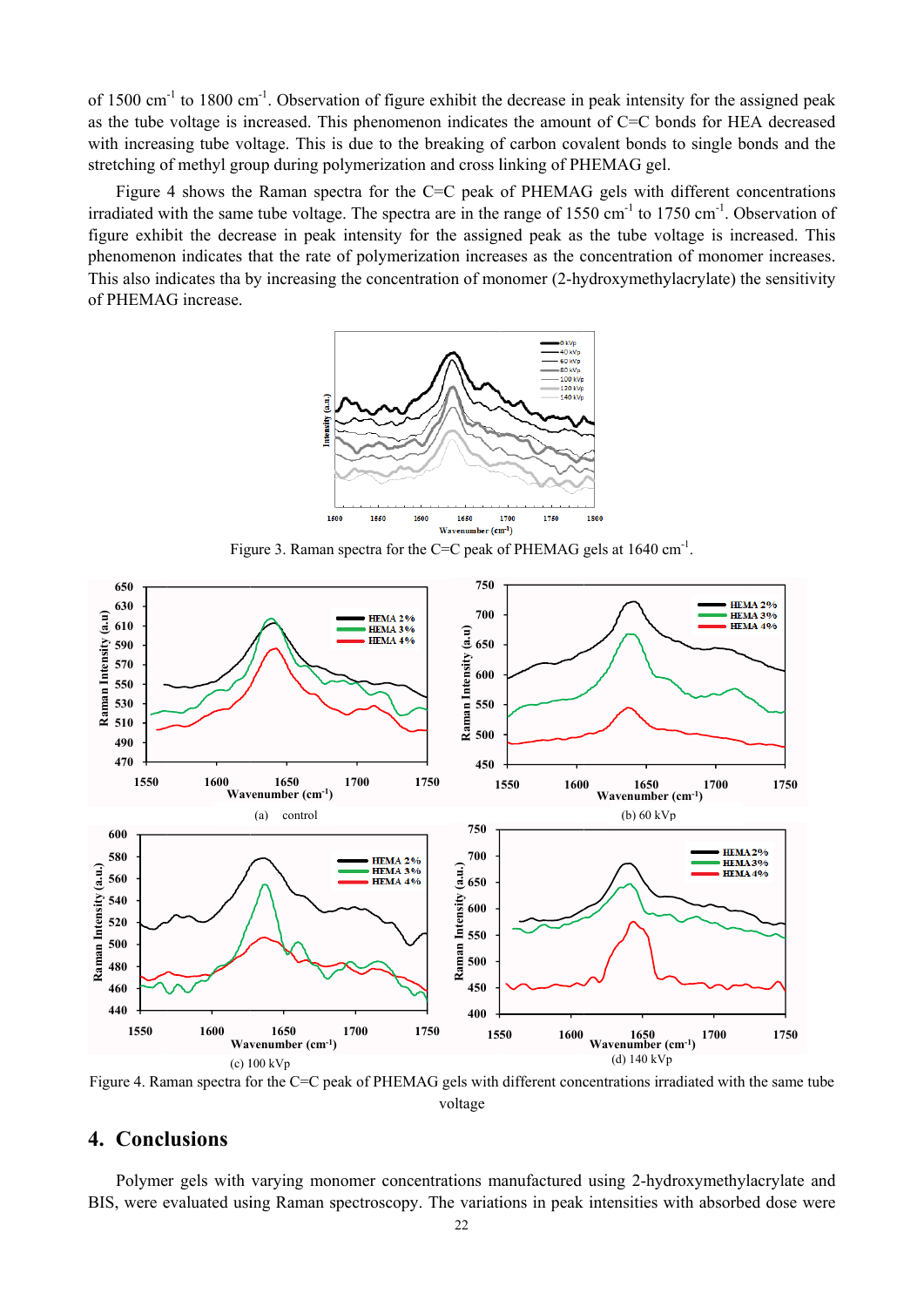of 1500 cm$^{-1}$ to 1800 cm$^{-1}$. Observation of figure exhibit the decrease in peak intensity for the assigned peak as the tube voltage is increased. This phenomenon indicates the amount of C=C bonds for HEA decreased with increasing tube voltage. This is due to the breaking of carbon covalent bonds to single bonds and the stretching of methyl group during polymerization and cross linking of PHEMAG gel.

Figure 4 shows the Raman spectra for the C=C peak of PHEMAG gels with different concentrations irradiated with the same tube voltage. The spectra are in the range of 1550 cm$^{-1}$ to 1750 cm$^{-1}$. Observation of figure exhibit the decrease in peak intensity for the assigned peak as the tube voltage is increased. This phenomenon indicates that the rate of polymerization increases as the concentration of monomer increases. This also indicates tha by increasing the concentration of monomer (2-hydroxymethylacrylate) the sensitivity of PHEMAG increase.

Figure 3. Raman spectra for the C=C peak of PHEMAG gels at 1640 cm$^{-1}$.

(a) control

(b) 60 kVp

(c) 100 kVp

(d) 140 kVp

Figure 4. Raman spectra for the C=C peak of PHEMAG gels with different concentrations irradiated with the same tube voltage

## 4. Conclusions

Polymer gels with varying monomer concentrations manufactured using 2-hydroxymethylacrylate and BIS, were evaluated using Raman spectroscopy. The variations in peak intensities with absorbed dose were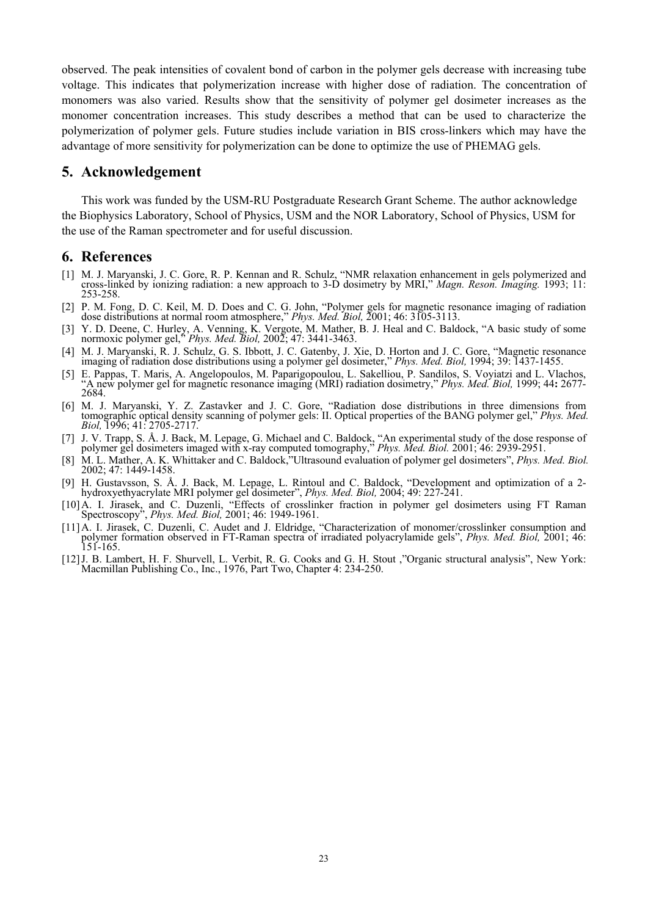observed. The peak intensities of covalent bond of carbon in the polymer gels decrease with increasing tube voltage. This indicates that polymerization increase with higher dose of radiation. The concentration of monomers was also varied. Results show that the sensitivity of polymer gel dosimeter increases as the monomer concentration increases. This study describes a method that can be used to characterize the polymerization of polymer gels. Future studies include variation in BIS cross-linkers which may have the advantage of more sensitivity for polymerization can be done to optimize the use of PHEMAG gels.

## 5. Acknowledgement

This work was funded by the USM-RU Postgraduate Research Grant Scheme. The author acknowledge the Biophysics Laboratory, School of Physics, USM and the NOR Laboratory, School of Physics, USM for the use of the Raman spectrometer and for useful discussion.

## 6. References

[1] M. J. Maryanski, J. C. Gore, R. P. Kennan and R. Schulz, "NMR relaxation enhancement in gels polymerized and cross-linked by ionizing radiation: a new approach to 3-D dosimetry by MRI," *Magn. Reson. Imaging.* 1993; 11: 253-258.

[2] P. M. Fong, D. C. Keil, M. D. Does and C. G. John, "Polymer gels for magnetic resonance imaging of radiation dose distributions at normal room atmosphere," *Phys. Med. Biol,* 2001; 46: 3105-3113.

[3] Y. D. Deene, C. Hurley, A. Venning, K. Vergote, M. Mather, B. J. Heal and C. Baldock, "A basic study of some normoxic polymer gel," *Phys. Med. Biol,* 2002; 47: 3441-3463.

[4] M. J. Maryanski, R. J. Schulz, G. S. Ibbott, J. C. Gatenby, J. Xie, D. Horton and J. C. Gore, "Magnetic resonance imaging of radiation dose distributions using a polymer gel dosimeter," *Phys. Med. Biol,* 1994; 39: 1437-1455.

[5] E. Pappas, T. Maris, A. Angelopoulos, M. Paparigopoulou, L. Sakelliou, P. Sandilos, S. Voyiatzi and L. Vlachos, "A new polymer gel for magnetic resonance imaging (MRI) radiation dosimetry," *Phys. Med. Biol,* 1999; 44**:** 2677-2684.

[6] M. J. Maryanski, Y. Z. Zastavker and J. C. Gore, "Radiation dose distributions in three dimensions from tomographic optical density scanning of polymer gels: II. Optical properties of the BANG polymer gel," *Phys. Med. Biol,* 1996; 41: 2705-2717.

[7] J. V. Trapp, S. Å. J. Back, M. Lepage, G. Michael and C. Baldock, "An experimental study of the dose response of polymer gel dosimeters imaged with x-ray computed tomography," *Phys. Med. Biol.* 2001; 46: 2939-2951.

[8] M. L. Mather, A. K. Whittaker and C. Baldock,"Ultrasound evaluation of polymer gel dosimeters", *Phys. Med. Biol.* 2002; 47: 1449-1458.

[9] H. Gustavsson, S. Å. J. Back, M. Lepage, L. Rintoul and C. Baldock, "Development and optimization of a 2-hydroxyethyacrylate MRI polymer gel dosimeter", *Phys. Med. Biol,* 2004; 49: 227-241.

[10] A. I. Jirasek, and C. Duzenli, "Effects of crosslinker fraction in polymer gel dosimeters using FT Raman Spectroscopy", *Phys. Med. Biol,* 2001; 46: 1949-1961.

[11] A. I. Jirasek, C. Duzenli, C. Audet and J. Eldridge, "Characterization of monomer/crosslinker consumption and polymer formation observed in FT-Raman spectra of irradiated polyacrylamide gels", *Phys. Med. Biol,* 2001; 46: 151-165.

[12] J. B. Lambert, H. F. Shurvell, L. Verbit, R. G. Cooks and G. H. Stout ,"Organic structural analysis", New York: Macmillan Publishing Co., Inc., 1976, Part Two, Chapter 4: 234-250.